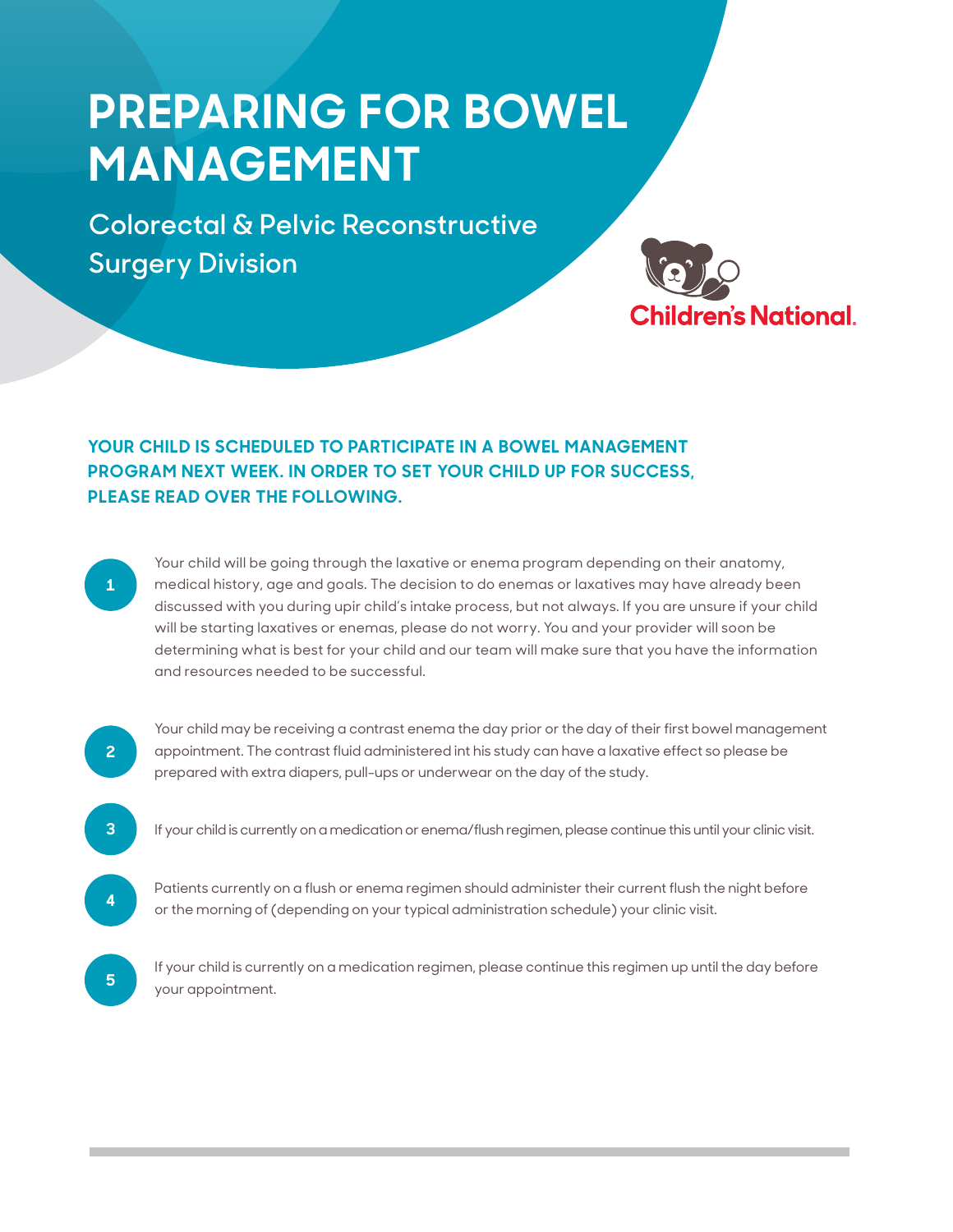# PREPARING FOR BOWEL MANAGEMENT

## Colorectal & Pelvic Reconstructive Surgery Division

Children's National.

**YOUR CHILD IS SCHEDULED TO PARTICIPATE IN A BOWEL MANAGEMENT PROGRAM NEXT WEEK. IN ORDER TO SET YOUR CHILD UP FOR SUCCESS, PLEASE READ OVER THE FOLLOWING.**

1. Your child will be going through the laxative or enema program depending on their anatomy, medical history, age and goals. The decision to do enemas or laxatives may have already been discussed with you during upir child's intake process, but not always. If you are unsure if your child will be starting laxatives or enemas, please do not worry. You and your provider will soon be determining what is best for your child and our team will make sure that you have the information and resources needed to be successful.

2. Your child may be receiving a contrast enema the day prior or the day of their first bowel management appointment. The contrast fluid administered int his study can have a laxative effect so please be prepared with extra diapers, pull-ups or underwear on the day of the study.

3. If your child is currently on a medication or enema/flush regimen, please continue this until your clinic visit.

4. Patients currently on a flush or enema regimen should administer their current flush the night before or the morning of (depending on your typical administration schedule) your clinic visit.

5. If your child is currently on a medication regimen, please continue this regimen up until the day before your appointment.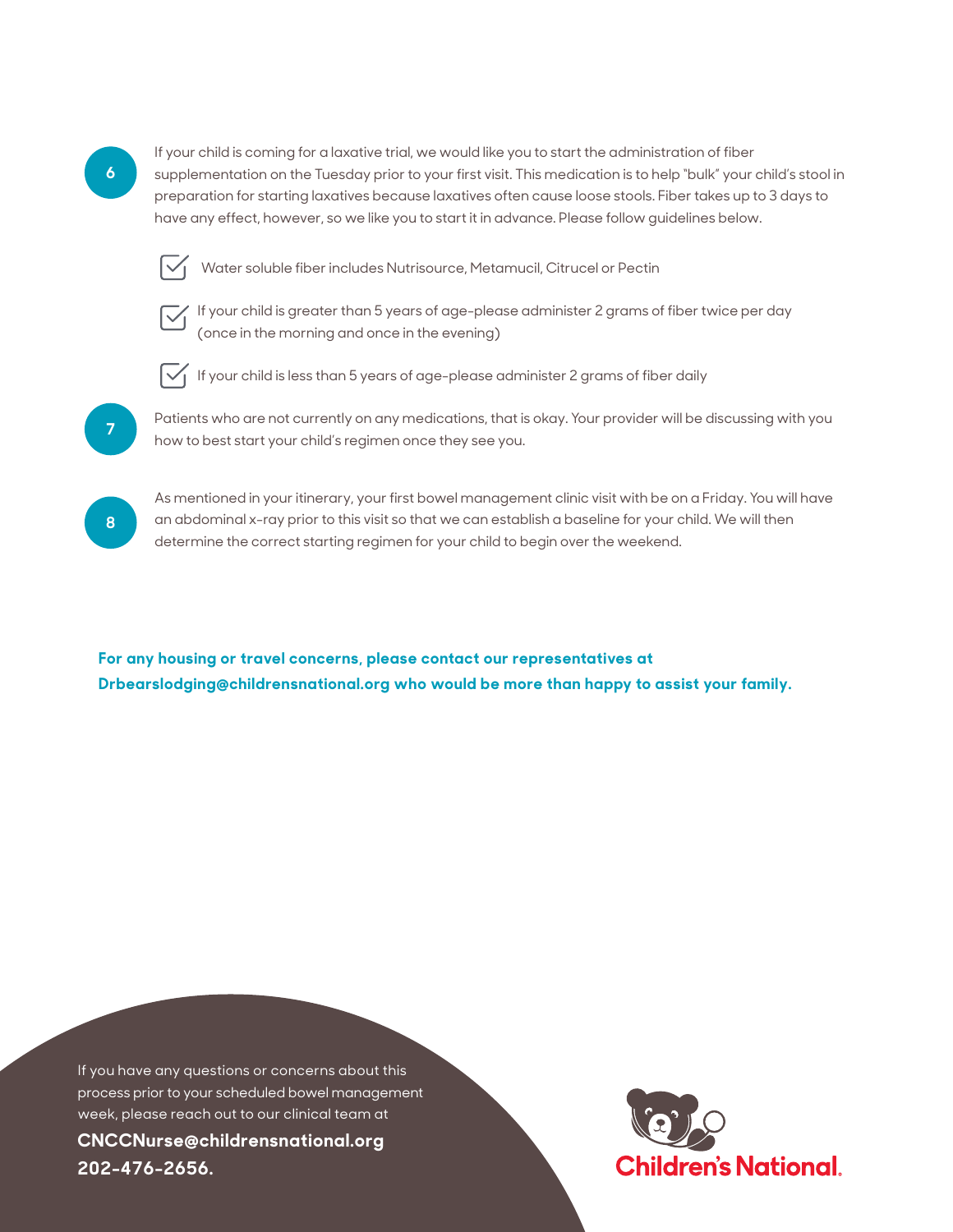6. If your child is coming for a laxative trial, we would like you to start the administration of fiber supplementation on the Tuesday prior to your first visit. This medication is to help "bulk" your child's stool in preparation for starting laxatives because laxatives often cause loose stools. Fiber takes up to 3 days to have any effect, however, so we like you to start it in advance. Please follow guidelines below.

   - Water soluble fiber includes Nutrisource, Metamucil, Citrucel or Pectin
   - If your child is greater than 5 years of age-please administer 2 grams of fiber twice per day (once in the morning and once in the evening)
   - If your child is less than 5 years of age-please administer 2 grams of fiber daily

7. Patients who are not currently on any medications, that is okay. Your provider will be discussing with you how to best start your child's regimen once they see you.

8. As mentioned in your itinerary, your first bowel management clinic visit with be on a Friday. You will have an abdominal x-ray prior to this visit so that we can establish a baseline for your child. We will then determine the correct starting regimen for your child to begin over the weekend.

**For any housing or travel concerns, please contact our representatives at Drbearslodging@childrensnational.org who would be more than happy to assist your family.**

If you have any questions or concerns about this process prior to your scheduled bowel management week, please reach out to our clinical team at

**CNCCNurse@childrensnational.org**
**202-476-2656.**

Children's National.